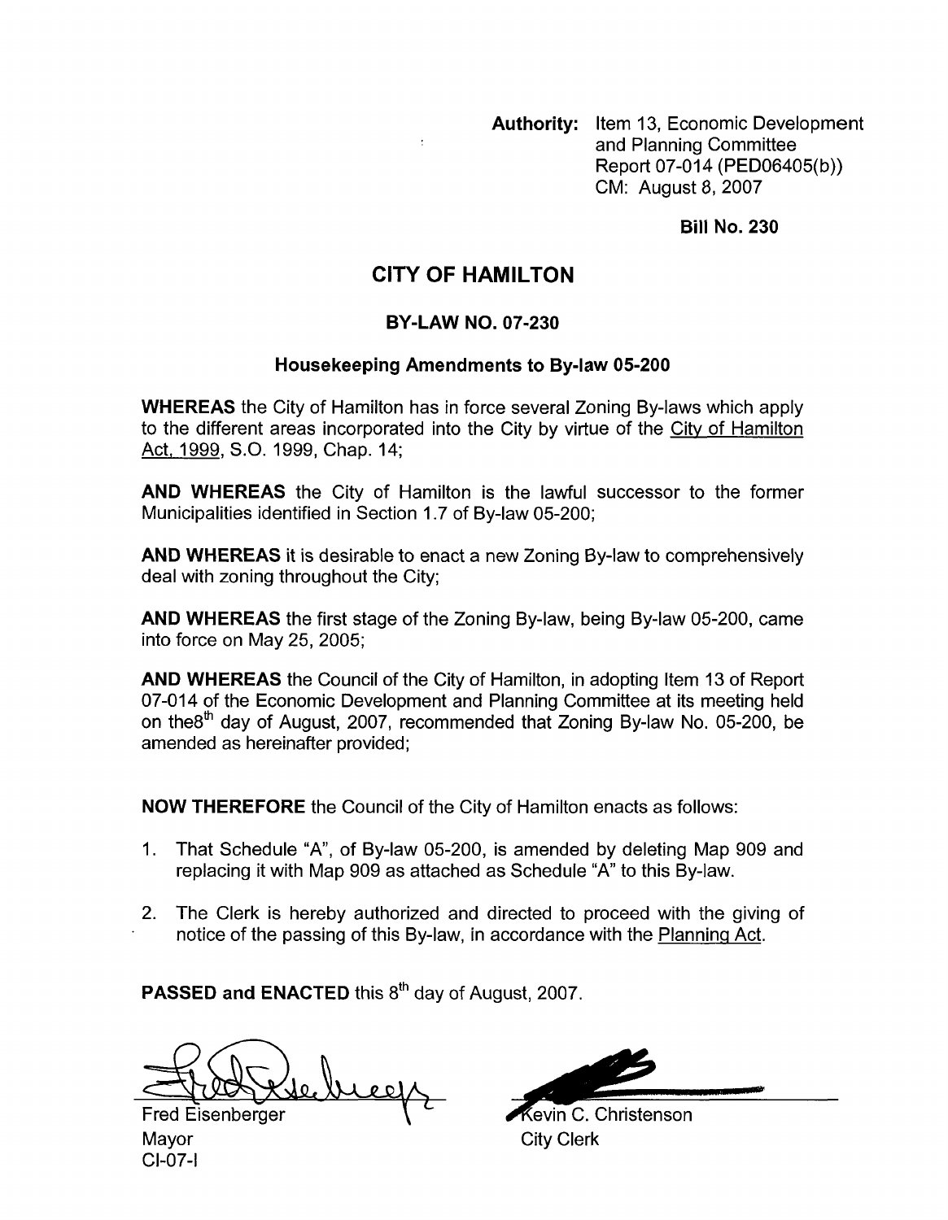**Authority:** Item 13, Economic Development and Planning Committee Report 07-014 (PED06405(b)) CM: August 8, 2007

**Bill No. 230**

# CITY OF HAMILTON

## BY-LAW NO. 07-230

### Housekeeping Amendments to By-law 05-200

**WHEREAS** the City of Hamilton has in force several Zoning By-laws which apply to the different areas incorporated into the City by virtue of the City of Hamilton Act, 1999, S.O. 1999, Chap. 14;

**AND WHEREAS** the City of Hamilton is the lawful successor to the former Municipalities identified in Section 1.7 of By-law 05-200;

**AND WHEREAS** it is desirable to enact a new Zoning By-law to comprehensively deal with zoning throughout the City;

**AND WHEREAS** the first stage of the Zoning By-law, being By-law 05-200, came into force on May 25, 2005;

**AND WHEREAS** the Council of the City of Hamilton, in adopting Item 13 of Report 07-014 of the Economic Development and Planning Committee at its meeting held on the8th day of August, 2007, recommended that Zoning By-law No. 05-200, be amended as hereinafter provided;

**NOW THEREFORE** the Council of the City of Hamilton enacts as follows:

1. That Schedule "A", of By-law 05-200, is amended by deleting Map 909 and replacing it with Map 909 as attached as Schedule "A" to this By-law.
2. The Clerk is hereby authorized and directed to proceed with the giving of notice of the passing of this By-law, in accordance with the Planning Act.

**PASSED and ENACTED** this 8th day of August, 2007.

Fred Eisenberger
Mayor
CI-07-I

Kevin C. Christenson
City Clerk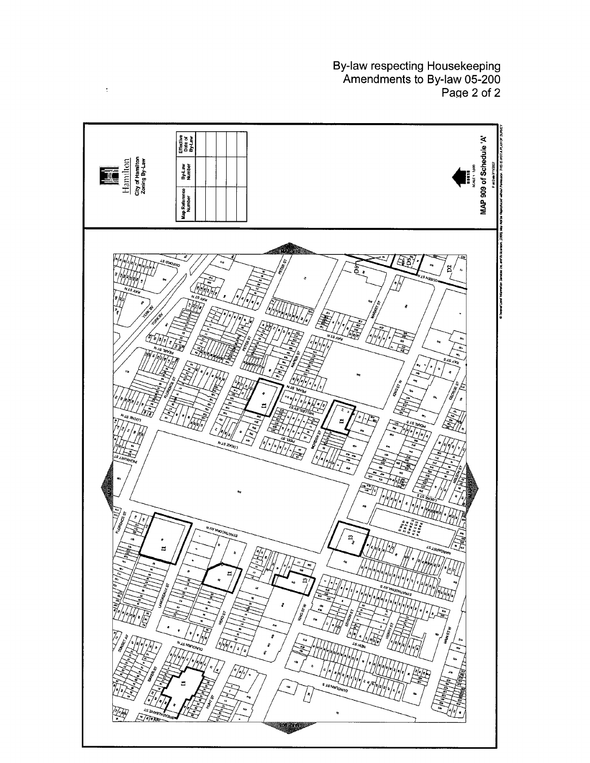By-law respecting Housekeeping Amendments to By-law 05-200

Hamilton

City of Hamilton Zoning By-Law

| Map Reference Number | By-Law Number | Effective Date of By-Law |
| --- | --- | --- |
| | | |
| | | |
| | | |
| | | |
| | | |

MAP 909 of Schedule 'A'

SCALE 1:3,000